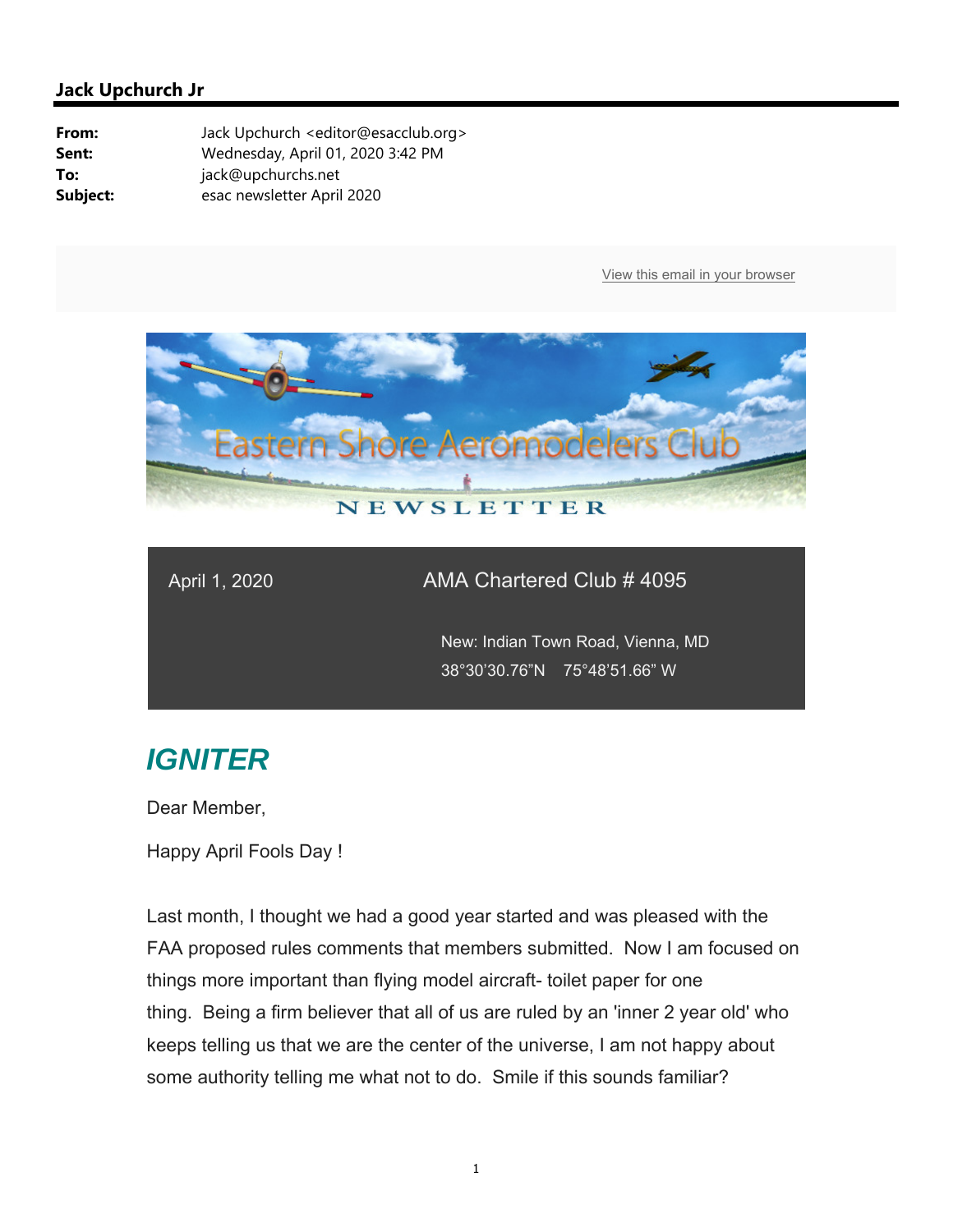**Jack Upchurch Jr**

**From:** Jack Upchurch <editor@esacclub.org>
**Sent:** Wednesday, April 01, 2020 3:42 PM
**To:** jack@upchurchs.net
**Subject:** esac newsletter April 2020

View this email in your browser

Eastern Shore Aeromodelers Club

NEWSLETTER

April 1, 2020

AMA Chartered Club # 4095

New: Indian Town Road, Vienna, MD

38°30'30.76"N 75°48'51.66" W

## *IGNITER*

Dear Member,

Happy April Fools Day !

Last month, I thought we had a good year started and was pleased with the FAA proposed rules comments that members submitted. Now I am focused on things more important than flying model aircraft- toilet paper for one thing. Being a firm believer that all of us are ruled by an 'inner 2 year old' who keeps telling us that we are the center of the universe, I am not happy about some authority telling me what not to do. Smile if this sounds familiar?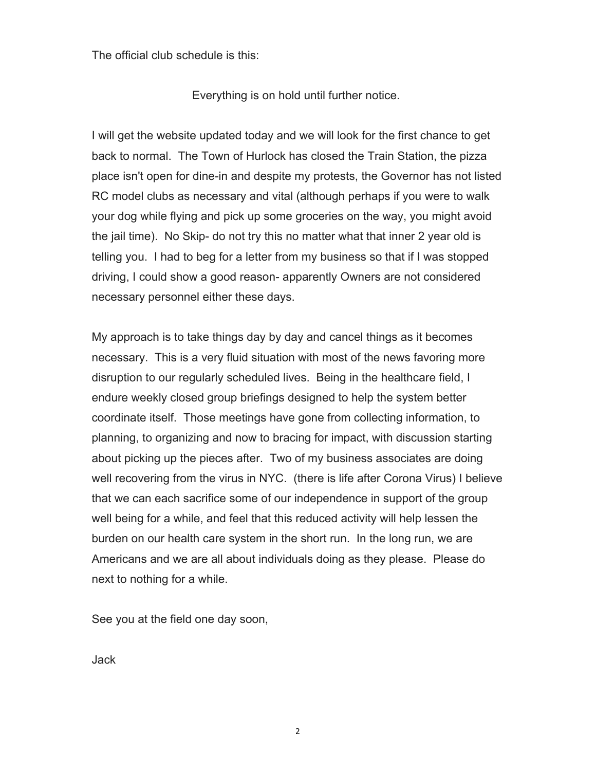The official club schedule is this:

Everything is on hold until further notice.

I will get the website updated today and we will look for the first chance to get back to normal. The Town of Hurlock has closed the Train Station, the pizza place isn't open for dine-in and despite my protests, the Governor has not listed RC model clubs as necessary and vital (although perhaps if you were to walk your dog while flying and pick up some groceries on the way, you might avoid the jail time). No Skip- do not try this no matter what that inner 2 year old is telling you. I had to beg for a letter from my business so that if I was stopped driving, I could show a good reason- apparently Owners are not considered necessary personnel either these days.

My approach is to take things day by day and cancel things as it becomes necessary. This is a very fluid situation with most of the news favoring more disruption to our regularly scheduled lives. Being in the healthcare field, I endure weekly closed group briefings designed to help the system better coordinate itself. Those meetings have gone from collecting information, to planning, to organizing and now to bracing for impact, with discussion starting about picking up the pieces after. Two of my business associates are doing well recovering from the virus in NYC. (there is life after Corona Virus) I believe that we can each sacrifice some of our independence in support of the group well being for a while, and feel that this reduced activity will help lessen the burden on our health care system in the short run. In the long run, we are Americans and we are all about individuals doing as they please. Please do next to nothing for a while.

See you at the field one day soon,

Jack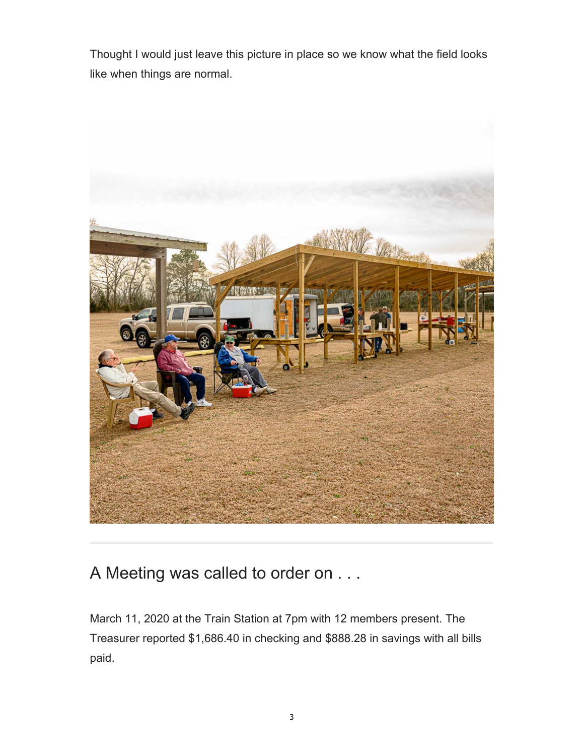Thought I would just leave this picture in place so we know what the field looks like when things are normal.

---

## A Meeting was called to order on . . .

March 11, 2020 at the Train Station at 7pm with 12 members present. The Treasurer reported $1,686.40 in checking and $888.28 in savings with all bills paid.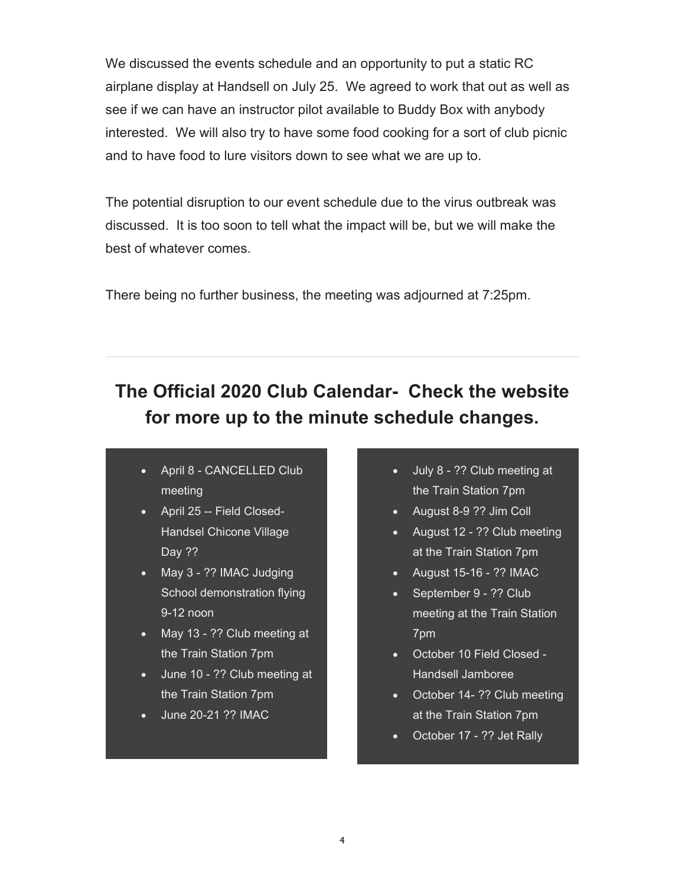We discussed the events schedule and an opportunity to put a static RC airplane display at Handsell on July 25. We agreed to work that out as well as see if we can have an instructor pilot available to Buddy Box with anybody interested. We will also try to have some food cooking for a sort of club picnic and to have food to lure visitors down to see what we are up to.

The potential disruption to our event schedule due to the virus outbreak was discussed. It is too soon to tell what the impact will be, but we will make the best of whatever comes.

There being no further business, the meeting was adjourned at 7:25pm.

---

## The Official 2020 Club Calendar- Check the website for more up to the minute schedule changes.

- April 8 - CANCELLED Club meeting
- April 25 -- Field Closed- Handsel Chicone Village Day ??
- May 3 - ?? IMAC Judging School demonstration flying 9-12 noon
- May 13 - ?? Club meeting at the Train Station 7pm
- June 10 - ?? Club meeting at the Train Station 7pm
- June 20-21 ?? IMAC
- July 8 - ?? Club meeting at the Train Station 7pm
- August 8-9 ?? Jim Coll
- August 12 - ?? Club meeting at the Train Station 7pm
- August 15-16 - ?? IMAC
- September 9 - ?? Club meeting at the Train Station 7pm
- October 10 Field Closed - Handsell Jamboree
- October 14- ?? Club meeting at the Train Station 7pm
- October 17 - ?? Jet Rally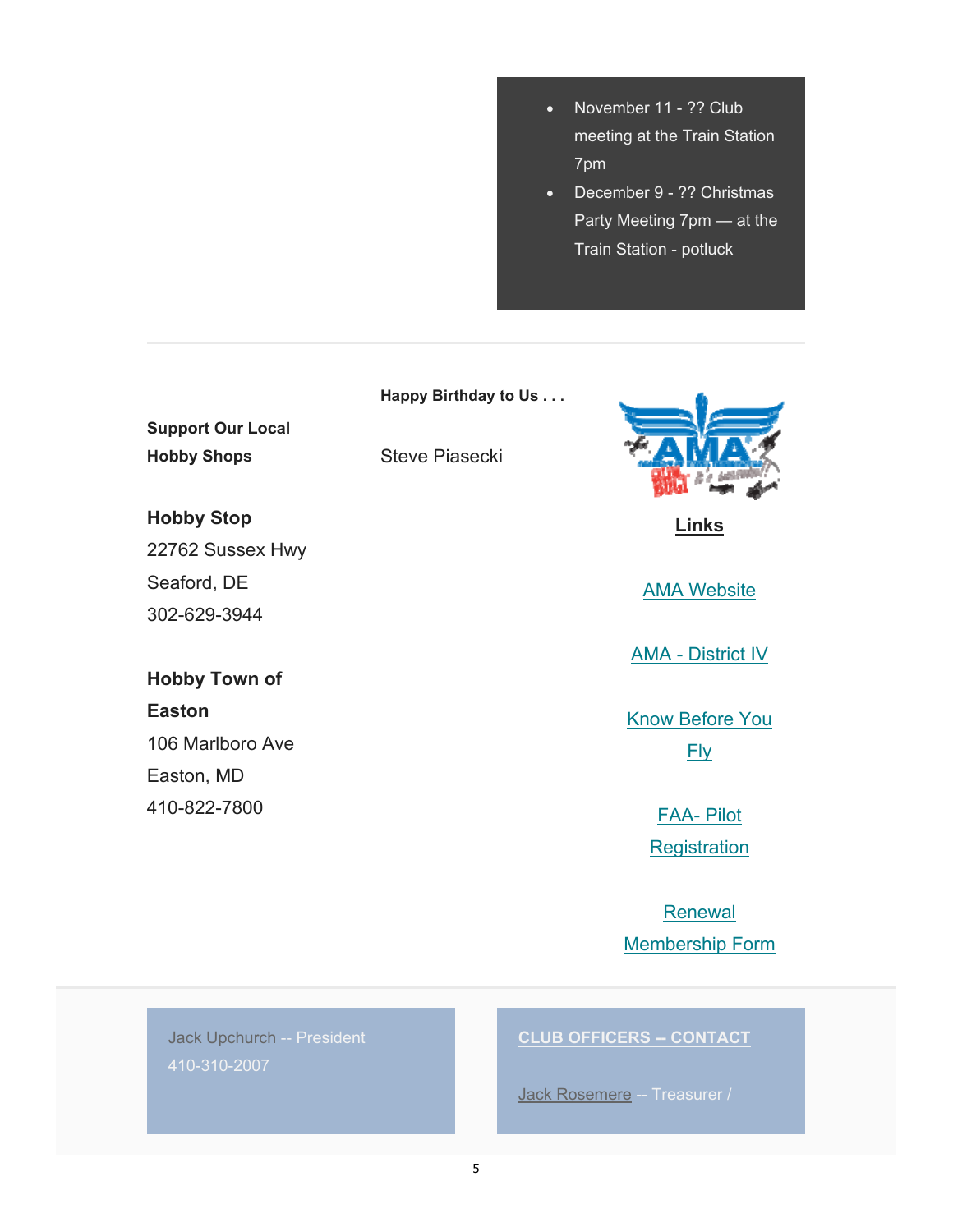- November 11 - ?? Club meeting at the Train Station 7pm
- December 9 - ?? Christmas Party Meeting 7pm — at the Train Station - potluck

---

**Support Our Local Hobby Shops**

**Hobby Stop**
22762 Sussex Hwy
Seaford, DE
302-629-3944

**Hobby Town of Easton**
106 Marlboro Ave
Easton, MD
410-822-7800

**Happy Birthday to Us . . .**

Steve Piasecki

**Links**

AMA Website

AMA - District IV

Know Before You Fly

FAA- Pilot Registration

Renewal Membership Form

---

Jack Upchurch -- President
410-310-2007

**CLUB OFFICERS -- CONTACT**

Jack Rosemere -- Treasurer /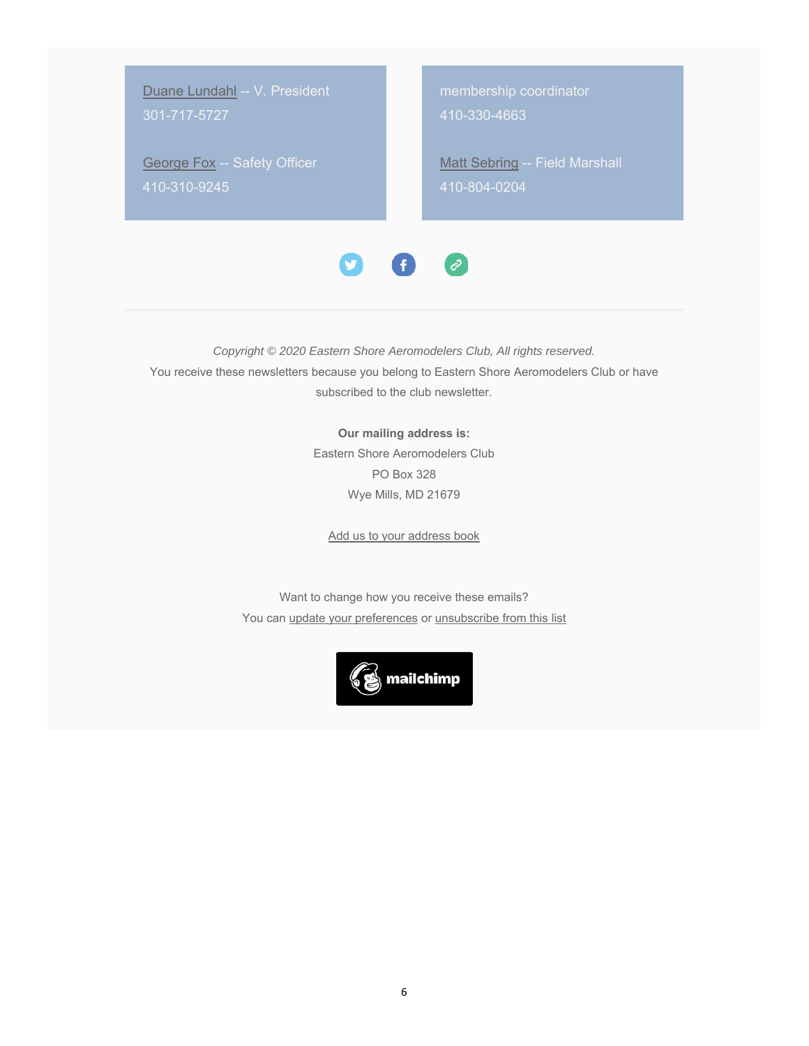Duane Lundahl -- V. President
301-717-5727

George Fox -- Safety Officer
410-310-9245

membership coordinator
410-330-4663

Matt Sebring -- Field Marshall
410-804-0204

---

*Copyright © 2020 Eastern Shore Aeromodelers Club, All rights reserved.*
You receive these newsletters because you belong to Eastern Shore Aeromodelers Club or have subscribed to the club newsletter.

**Our mailing address is:**
Eastern Shore Aeromodelers Club
PO Box 328
Wye Mills, MD 21679

Add us to your address book

Want to change how you receive these emails?
You can update your preferences or unsubscribe from this list

mailchimp